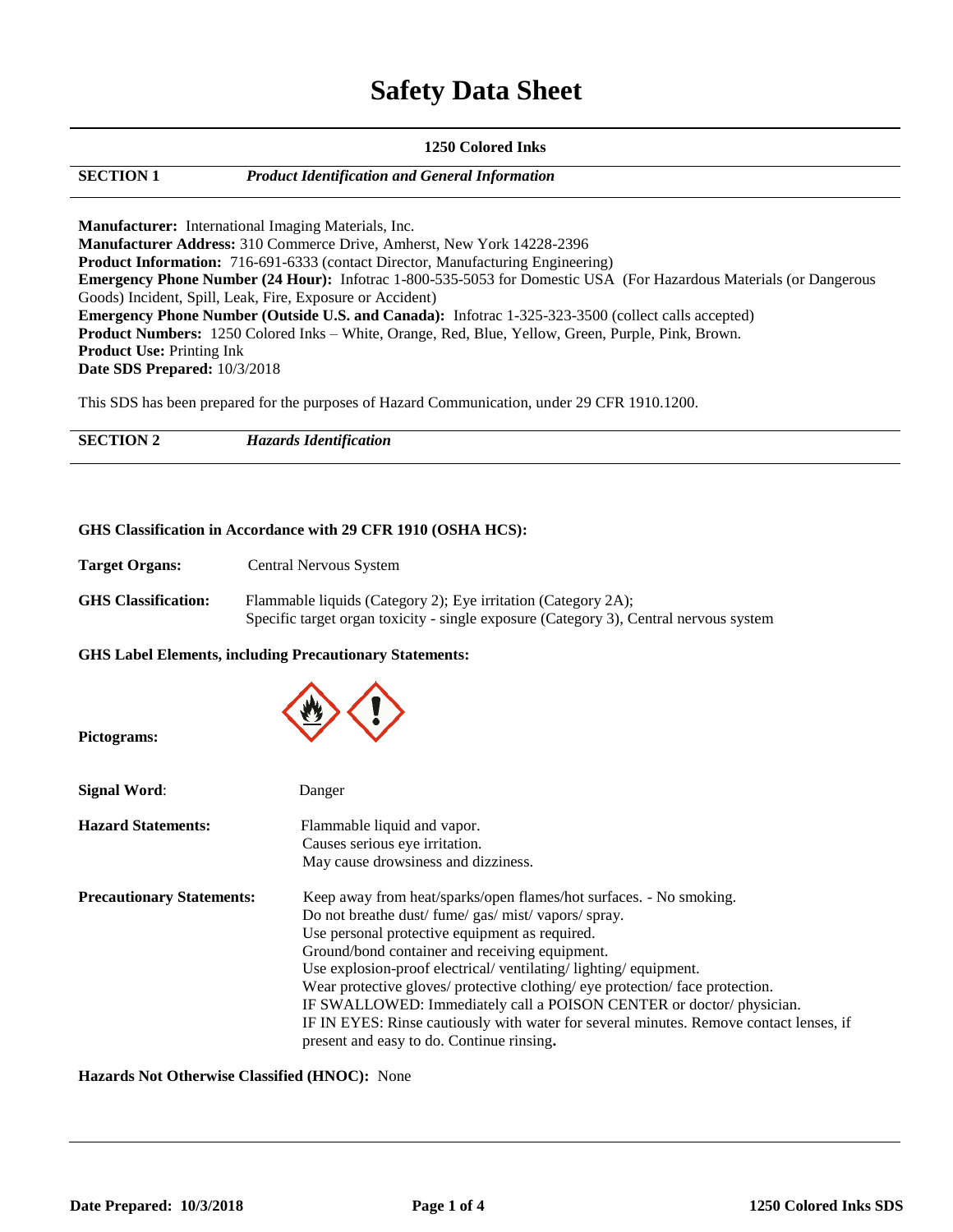# Safety Data Sheet

**1250 Colored Inks**

## SECTION 1 — *Product Identification and General Information*

**Manufacturer:** International Imaging Materials, Inc.
**Manufacturer Address:** 310 Commerce Drive, Amherst, New York 14228-2396
**Product Information:** 716-691-6333 (contact Director, Manufacturing Engineering)
**Emergency Phone Number (24 Hour):** Infotrac 1-800-535-5053 for Domestic USA (For Hazardous Materials (or Dangerous Goods) Incident, Spill, Leak, Fire, Exposure or Accident)
**Emergency Phone Number (Outside U.S. and Canada):** Infotrac 1-325-323-3500 (collect calls accepted)
**Product Numbers:** 1250 Colored Inks – White, Orange, Red, Blue, Yellow, Green, Purple, Pink, Brown.
**Product Use:** Printing Ink
**Date SDS Prepared:** 10/3/2018

This SDS has been prepared for the purposes of Hazard Communication, under 29 CFR 1910.1200.

## SECTION 2 — *Hazards Identification*

**GHS Classification in Accordance with 29 CFR 1910 (OSHA HCS):**

**Target Organs:** Central Nervous System

**GHS Classification:** Flammable liquids (Category 2); Eye irritation (Category 2A);
Specific target organ toxicity - single exposure (Category 3), Central nervous system

**GHS Label Elements, including Precautionary Statements:**

**Pictograms:**

**Signal Word:** Danger

**Hazard Statements:**
Flammable liquid and vapor.
Causes serious eye irritation.
May cause drowsiness and dizziness.

**Precautionary Statements:**
Keep away from heat/sparks/open flames/hot surfaces. - No smoking.
Do not breathe dust/ fume/ gas/ mist/ vapors/ spray.
Use personal protective equipment as required.
Ground/bond container and receiving equipment.
Use explosion-proof electrical/ ventilating/ lighting/ equipment.
Wear protective gloves/ protective clothing/ eye protection/ face protection.
IF SWALLOWED: Immediately call a POISON CENTER or doctor/ physician.
IF IN EYES: Rinse cautiously with water for several minutes. Remove contact lenses, if present and easy to do. Continue rinsing**.**

**Hazards Not Otherwise Classified (HNOC):** None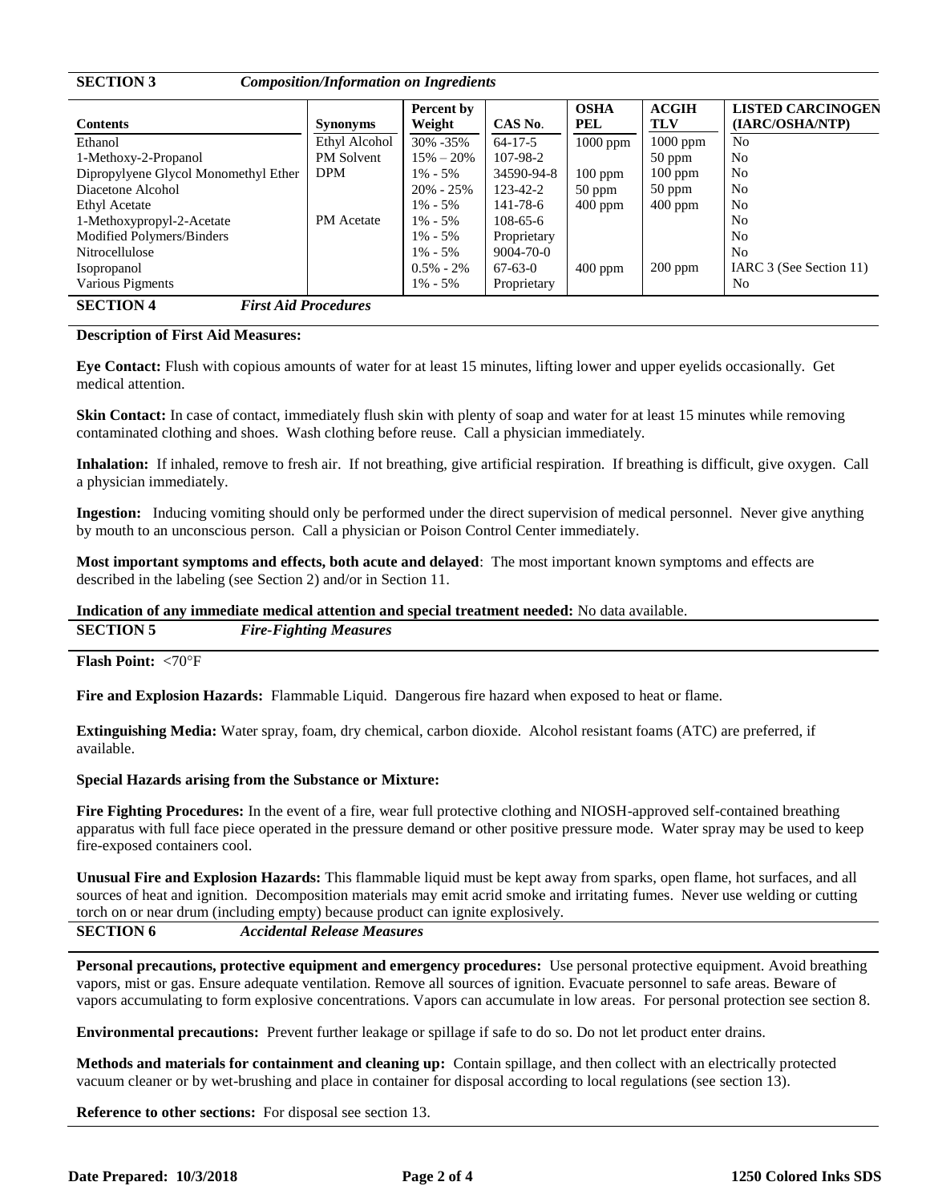## SECTION 3 *Composition/Information on Ingredients*

| Contents | Synonyms | Percent by Weight | CAS No. | OSHA PEL | ACGIH TLV | LISTED CARCINOGEN (IARC/OSHA/NTP) |
|---|---|---|---|---|---|---|
| Ethanol | Ethyl Alcohol | 30% -35% | 64-17-5 | 1000 ppm | 1000 ppm | No |
| 1-Methoxy-2-Propanol | PM Solvent | 15% – 20% | 107-98-2 | | 50 ppm | No |
| Dipropylyene Glycol Monomethyl Ether | DPM | 1% - 5% | 34590-94-8 | 100 ppm | 100 ppm | No |
| Diacetone Alcohol | | 20% - 25% | 123-42-2 | 50 ppm | 50 ppm | No |
| Ethyl Acetate | | 1% - 5% | 141-78-6 | 400 ppm | 400 ppm | No |
| 1-Methoxypropyl-2-Acetate | PM Acetate | 1% - 5% | 108-65-6 | | | No |
| Modified Polymers/Binders | | 1% - 5% | Proprietary | | | No |
| Nitrocellulose | | 1% - 5% | 9004-70-0 | | | No |
| Isopropanol | | 0.5% - 2% | 67-63-0 | 400 ppm | 200 ppm | IARC 3 (See Section 11) |
| Various Pigments | | 1% - 5% | Proprietary | | | No |

## SECTION 4 *First Aid Procedures*

**Description of First Aid Measures:**

**Eye Contact:** Flush with copious amounts of water for at least 15 minutes, lifting lower and upper eyelids occasionally. Get medical attention.

**Skin Contact:** In case of contact, immediately flush skin with plenty of soap and water for at least 15 minutes while removing contaminated clothing and shoes. Wash clothing before reuse. Call a physician immediately.

**Inhalation:** If inhaled, remove to fresh air. If not breathing, give artificial respiration. If breathing is difficult, give oxygen. Call a physician immediately.

**Ingestion:** Inducing vomiting should only be performed under the direct supervision of medical personnel. Never give anything by mouth to an unconscious person. Call a physician or Poison Control Center immediately.

**Most important symptoms and effects, both acute and delayed**: The most important known symptoms and effects are described in the labeling (see Section 2) and/or in Section 11.

**Indication of any immediate medical attention and special treatment needed:** No data available.

## SECTION 5 *Fire-Fighting Measures*

**Flash Point:** <70°F

**Fire and Explosion Hazards:** Flammable Liquid. Dangerous fire hazard when exposed to heat or flame.

**Extinguishing Media:** Water spray, foam, dry chemical, carbon dioxide. Alcohol resistant foams (ATC) are preferred, if available.

**Special Hazards arising from the Substance or Mixture:**

**Fire Fighting Procedures:** In the event of a fire, wear full protective clothing and NIOSH-approved self-contained breathing apparatus with full face piece operated in the pressure demand or other positive pressure mode. Water spray may be used to keep fire-exposed containers cool.

**Unusual Fire and Explosion Hazards:** This flammable liquid must be kept away from sparks, open flame, hot surfaces, and all sources of heat and ignition. Decomposition materials may emit acrid smoke and irritating fumes. Never use welding or cutting torch on or near drum (including empty) because product can ignite explosively.

## SECTION 6 *Accidental Release Measures*

**Personal precautions, protective equipment and emergency procedures:** Use personal protective equipment. Avoid breathing vapors, mist or gas. Ensure adequate ventilation. Remove all sources of ignition. Evacuate personnel to safe areas. Beware of vapors accumulating to form explosive concentrations. Vapors can accumulate in low areas. For personal protection see section 8.

**Environmental precautions:** Prevent further leakage or spillage if safe to do so. Do not let product enter drains.

**Methods and materials for containment and cleaning up:** Contain spillage, and then collect with an electrically protected vacuum cleaner or by wet-brushing and place in container for disposal according to local regulations (see section 13).

**Reference to other sections:** For disposal see section 13.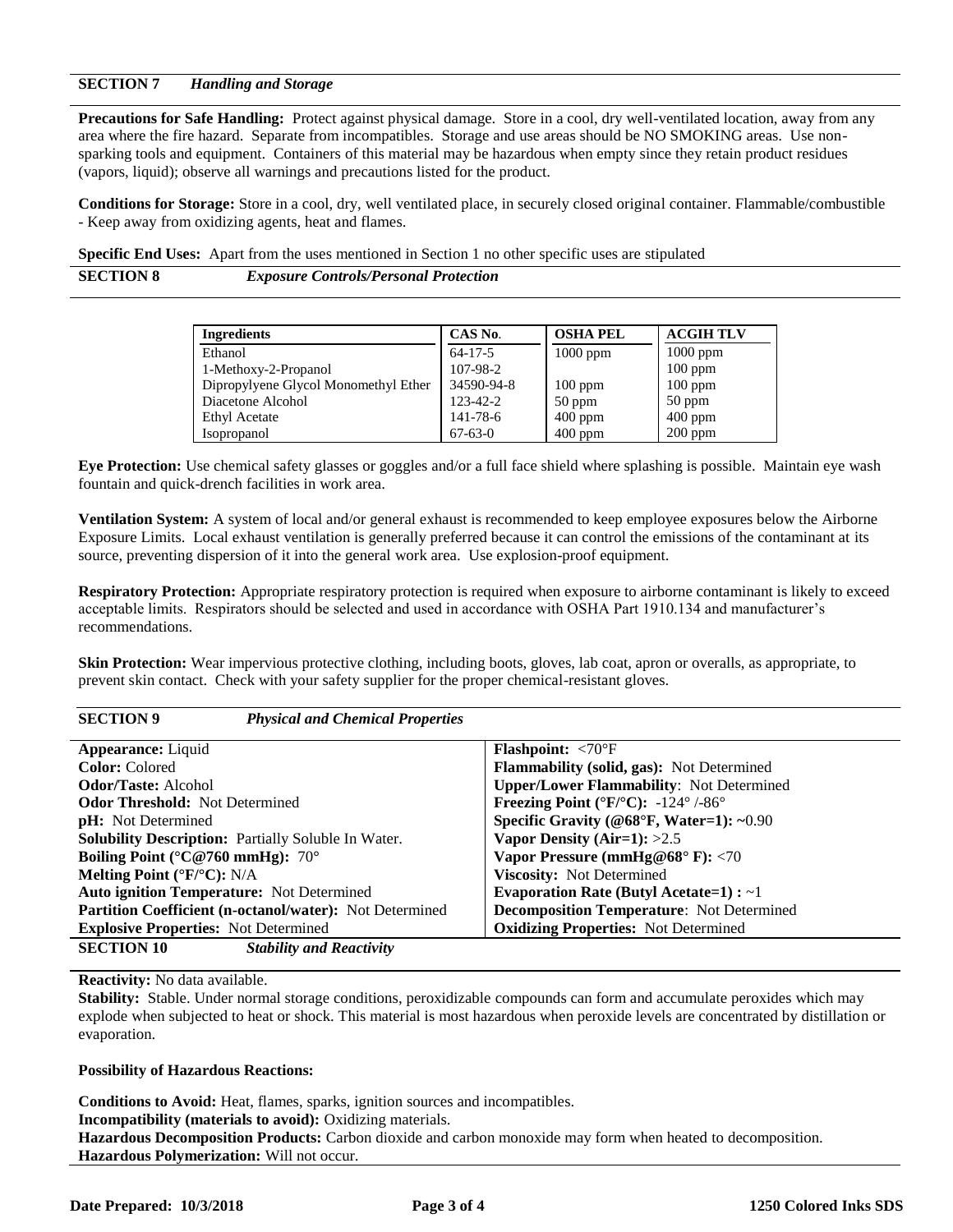## SECTION 7 *Handling and Storage*

**Precautions for Safe Handling:** Protect against physical damage. Store in a cool, dry well-ventilated location, away from any area where the fire hazard. Separate from incompatibles. Storage and use areas should be NO SMOKING areas. Use non-sparking tools and equipment. Containers of this material may be hazardous when empty since they retain product residues (vapors, liquid); observe all warnings and precautions listed for the product.

**Conditions for Storage:** Store in a cool, dry, well ventilated place, in securely closed original container. Flammable/combustible - Keep away from oxidizing agents, heat and flames.

**Specific End Uses:** Apart from the uses mentioned in Section 1 no other specific uses are stipulated

## SECTION 8 *Exposure Controls/Personal Protection*

| Ingredients | CAS No. | OSHA PEL | ACGIH TLV |
|---|---|---|---|
| Ethanol | 64-17-5 | 1000 ppm | 1000 ppm |
| 1-Methoxy-2-Propanol | 107-98-2 | | 100 ppm |
| Dipropylyene Glycol Monomethyl Ether | 34590-94-8 | 100 ppm | 100 ppm |
| Diacetone Alcohol | 123-42-2 | 50 ppm | 50 ppm |
| Ethyl Acetate | 141-78-6 | 400 ppm | 400 ppm |
| Isopropanol | 67-63-0 | 400 ppm | 200 ppm |

**Eye Protection:** Use chemical safety glasses or goggles and/or a full face shield where splashing is possible. Maintain eye wash fountain and quick-drench facilities in work area.

**Ventilation System:** A system of local and/or general exhaust is recommended to keep employee exposures below the Airborne Exposure Limits. Local exhaust ventilation is generally preferred because it can control the emissions of the contaminant at its source, preventing dispersion of it into the general work area. Use explosion-proof equipment.

**Respiratory Protection:** Appropriate respiratory protection is required when exposure to airborne contaminant is likely to exceed acceptable limits. Respirators should be selected and used in accordance with OSHA Part 1910.134 and manufacturer's recommendations.

**Skin Protection:** Wear impervious protective clothing, including boots, gloves, lab coat, apron or overalls, as appropriate, to prevent skin contact. Check with your safety supplier for the proper chemical-resistant gloves.

## SECTION 9 *Physical and Chemical Properties*

| | |
|---|---|
| **Appearance:** Liquid | **Flashpoint:** <70°F |
| **Color:** Colored | **Flammability (solid, gas):** Not Determined |
| **Odor/Taste:** Alcohol | **Upper/Lower Flammability**: Not Determined |
| **Odor Threshold:** Not Determined | **Freezing Point (°F/°C):** -124° /-86° |
| **pH:** Not Determined | **Specific Gravity (@68°F, Water=1):** ~0.90 |
| **Solubility Description:** Partially Soluble In Water. | **Vapor Density (Air=1):** >2.5 |
| **Boiling Point (°C@760 mmHg):** 70° | **Vapor Pressure (mmHg@68° F):** <70 |
| **Melting Point (°F/°C):** N/A | **Viscosity:** Not Determined |
| **Auto ignition Temperature:** Not Determined | **Evaporation Rate (Butyl Acetate=1) :** ~1 |
| **Partition Coefficient (n-octanol/water):** Not Determined | **Decomposition Temperature**: Not Determined |
| **Explosive Properties:** Not Determined | **Oxidizing Properties:** Not Determined |

## SECTION 10 *Stability and Reactivity*

**Reactivity:** No data available.

**Stability:** Stable. Under normal storage conditions, peroxidizable compounds can form and accumulate peroxides which may explode when subjected to heat or shock. This material is most hazardous when peroxide levels are concentrated by distillation or evaporation.

**Possibility of Hazardous Reactions:**

**Conditions to Avoid:** Heat, flames, sparks, ignition sources and incompatibles.
**Incompatibility (materials to avoid):** Oxidizing materials.
**Hazardous Decomposition Products:** Carbon dioxide and carbon monoxide may form when heated to decomposition.
**Hazardous Polymerization:** Will not occur.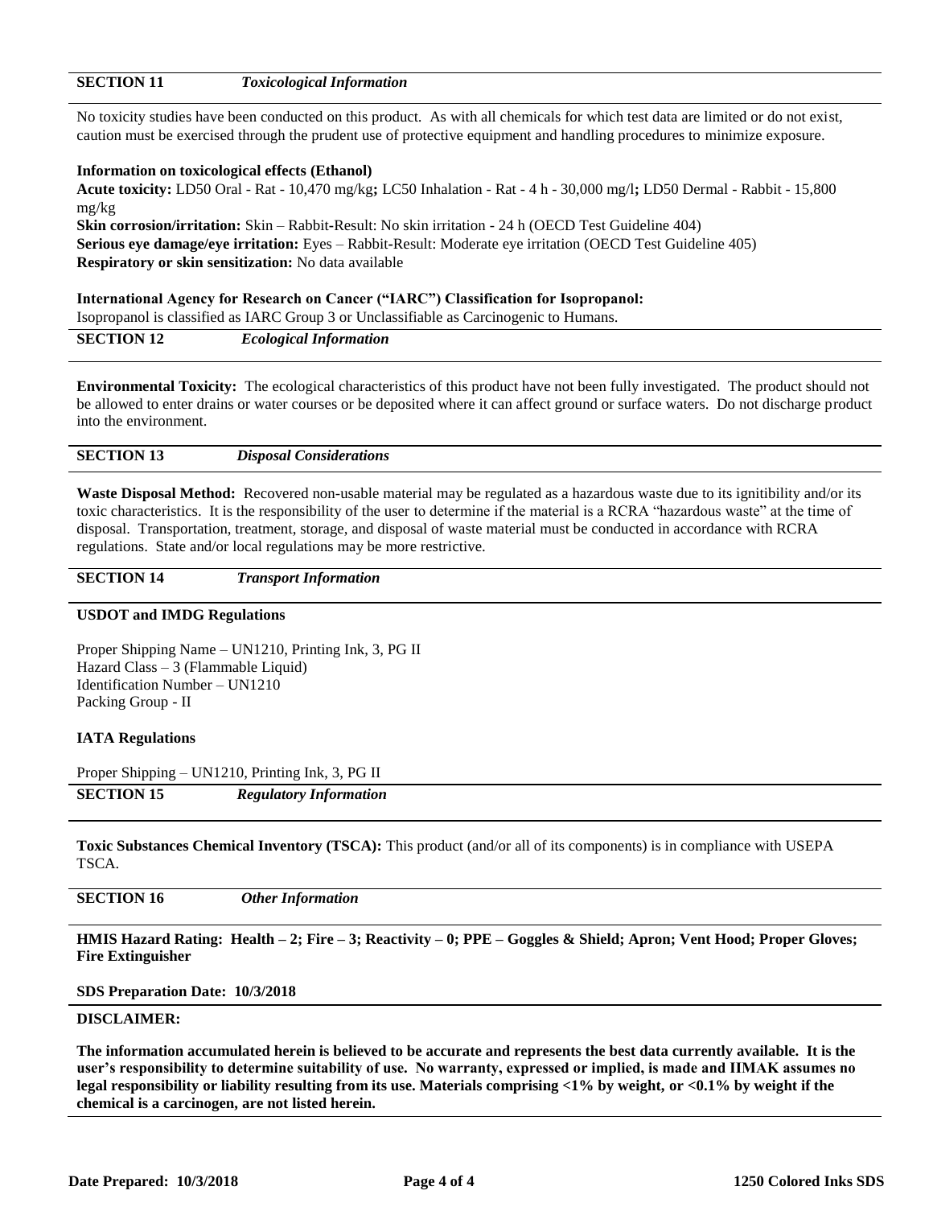## SECTION 11 *Toxicological Information*

No toxicity studies have been conducted on this product. As with all chemicals for which test data are limited or do not exist, caution must be exercised through the prudent use of protective equipment and handling procedures to minimize exposure.

**Information on toxicological effects (Ethanol)**

**Acute toxicity:** LD50 Oral - Rat - 10,470 mg/kg**;** LC50 Inhalation - Rat - 4 h - 30,000 mg/l**;** LD50 Dermal - Rabbit - 15,800 mg/kg

**Skin corrosion/irritation:** Skin – Rabbit-Result: No skin irritation - 24 h (OECD Test Guideline 404)

**Serious eye damage/eye irritation:** Eyes – Rabbit-Result: Moderate eye irritation (OECD Test Guideline 405)

**Respiratory or skin sensitization:** No data available

**International Agency for Research on Cancer ("IARC") Classification for Isopropanol:**

Isopropanol is classified as IARC Group 3 or Unclassifiable as Carcinogenic to Humans.

## SECTION 12 *Ecological Information*

**Environmental Toxicity:** The ecological characteristics of this product have not been fully investigated. The product should not be allowed to enter drains or water courses or be deposited where it can affect ground or surface waters. Do not discharge product into the environment.

## SECTION 13 *Disposal Considerations*

**Waste Disposal Method:** Recovered non-usable material may be regulated as a hazardous waste due to its ignitibility and/or its toxic characteristics. It is the responsibility of the user to determine if the material is a RCRA "hazardous waste" at the time of disposal. Transportation, treatment, storage, and disposal of waste material must be conducted in accordance with RCRA regulations. State and/or local regulations may be more restrictive.

## SECTION 14 *Transport Information*

**USDOT and IMDG Regulations**

Proper Shipping Name – UN1210, Printing Ink, 3, PG II
Hazard Class – 3 (Flammable Liquid)
Identification Number – UN1210
Packing Group - II

**IATA Regulations**

Proper Shipping – UN1210, Printing Ink, 3, PG II

## SECTION 15 *Regulatory Information*

**Toxic Substances Chemical Inventory (TSCA):** This product (and/or all of its components) is in compliance with USEPA TSCA.

## SECTION 16 *Other Information*

**HMIS Hazard Rating: Health – 2; Fire – 3; Reactivity – 0; PPE – Goggles & Shield; Apron; Vent Hood; Proper Gloves; Fire Extinguisher**

**SDS Preparation Date: 10/3/2018**

**DISCLAIMER:**

**The information accumulated herein is believed to be accurate and represents the best data currently available. It is the user's responsibility to determine suitability of use. No warranty, expressed or implied, is made and IIMAK assumes no legal responsibility or liability resulting from its use. Materials comprising <1% by weight, or <0.1% by weight if the chemical is a carcinogen, are not listed herein.**